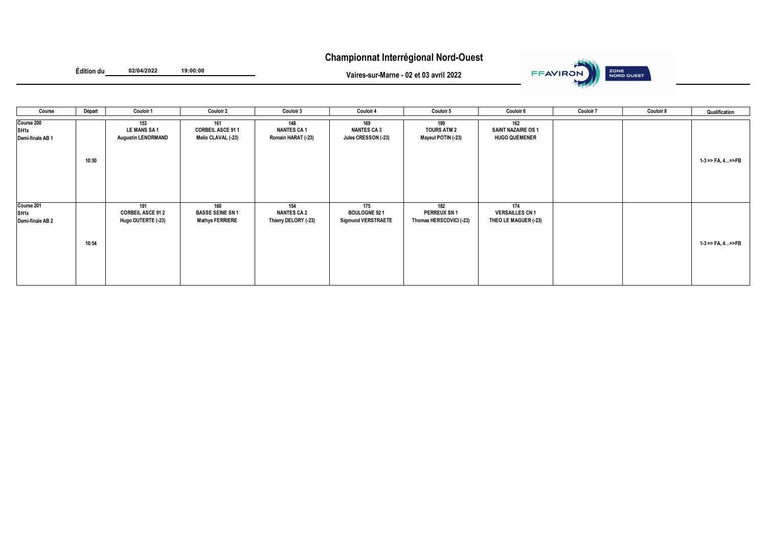# Championnat Interrégional Nord-Ouest

**Édition du** 02/04/2022 19:00:00

**Vaires-sur-Marne - 02 et 03 avril 2022**

| Course | Départ | Couloir 1 | Couloir 2 | Couloir 3 | Couloir 4 | Couloir 5 | Couloir 6 | Couloir 7 | Couloir 8 | Qualification |
|---|---|---|---|---|---|---|---|---|---|---|
| Course 200<br>SH1x<br>Demi-finale AB 1 | 10:50 | 153<br>LE MANS SA 1<br>Augustin LENORMAND | 161<br>CORBEIL ASCE 91 1<br>Melio CLAVAL (-23) | 148<br>NANTES CA 1<br>Romain HARAT (-23) | 169<br>NANTES CA 3<br>Jules CRESSON (-23) | 189<br>TOURS ATM 2<br>Mayeul POTIN (-23) | 162<br>SAINT NAZAIRE OS 1<br>HUGO QUEMENER | | | 1-3 => FA, 4…=>FB |
| Course 201<br>SH1x<br>Demi-finale AB 2 | 10:54 | 191<br>CORBEIL ASCE 91 2<br>Hugo DUTERTE (-23) | 160<br>BASSE SEINE SN 1<br>Mathys FERRIERE | 154<br>NANTES CA 2<br>Thierry DELORY (-23) | 175<br>BOULOGNE 92 1<br>Sigmund VERSTRAETE | 182<br>PERREUX SN 1<br>Thomas HERSCOVICI (-23) | 174<br>VERSAILLES CN 1<br>THEO LE MAGUER (-23) | | | 1-3 => FA, 4…=>FB |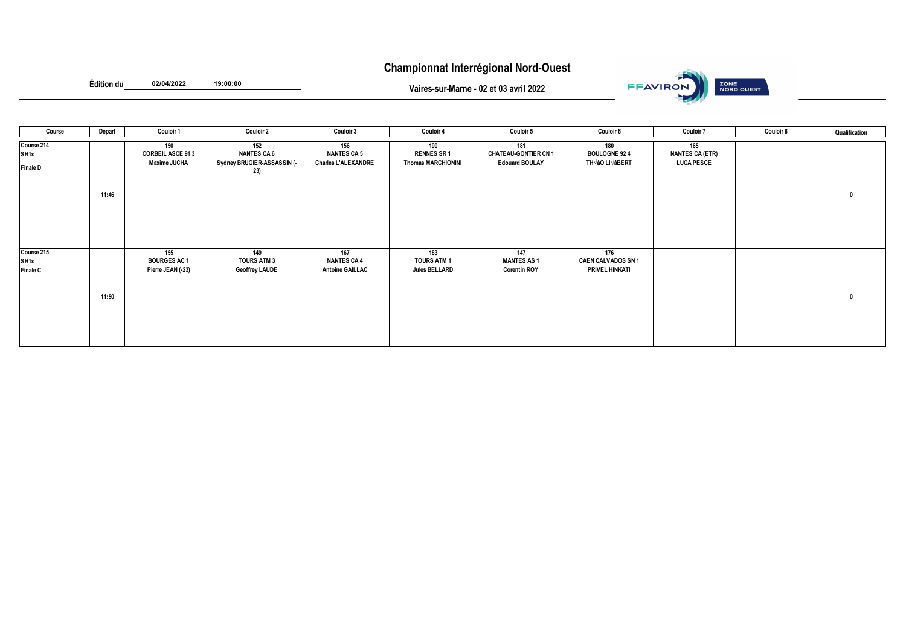# Championnat Interrégional Nord-Ouest

**Édition du** 02/04/2022 19:00:00

**Vaires-sur-Marne - 02 et 03 avril 2022**

| Course | Départ | Couloir 1 | Couloir 2 | Couloir 3 | Couloir 4 | Couloir 5 | Couloir 6 | Couloir 7 | Couloir 8 | Qualification |
|---|---|---|---|---|---|---|---|---|---|---|
| Course 214<br>SH1x<br>Finale D | 11:46 | 150<br>CORBEIL ASCE 91 3<br>Maxime JUCHA | 152<br>NANTES CA 6<br>Sydney BRUGIER-ASSASSIN (-23) | 156<br>NANTES CA 5<br>Charles L'ALEXANDRE | 190<br>RENNES SR 1<br>Thomas MARCHIONINI | 181<br>CHATEAU-GONTIER CN 1<br>Edouard BOULAY | 180<br>BOULOGNE 92 4<br>TH√âO LI√âBERT | 165<br>NANTES CA (ETR)<br>LUCA PESCE | | 0 |
| Course 215<br>SH1x<br>Finale C | 11:50 | 155<br>BOURGES AC 1<br>Pierre JEAN (-23) | 149<br>TOURS ATM 3<br>Geoffrey LAUDE | 167<br>NANTES CA 4<br>Antoine GAILLAC | 183<br>TOURS ATM 1<br>Jules BELLARD | 147<br>MANTES AS 1<br>Corentin ROY | 176<br>CAEN CALVADOS SN 1<br>PRIVEL HINKATI | | | 0 |